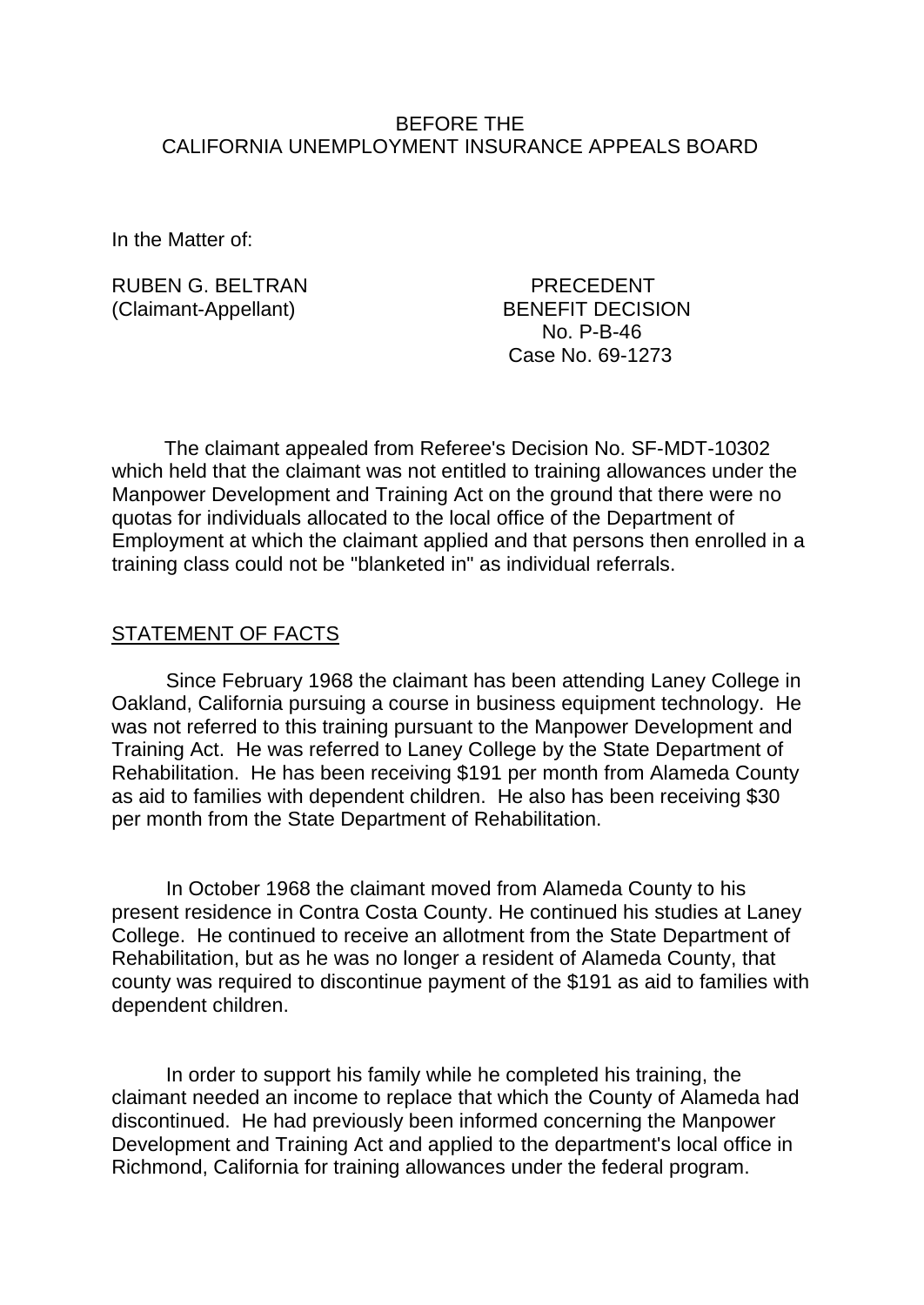BEFORE THE
CALIFORNIA UNEMPLOYMENT INSURANCE APPEALS BOARD

In the Matter of:

RUBEN G. BELTRAN
(Claimant-Appellant)

PRECEDENT
BENEFIT DECISION
No. P-B-46
Case No. 69-1273

The claimant appealed from Referee's Decision No. SF-MDT-10302 which held that the claimant was not entitled to training allowances under the Manpower Development and Training Act on the ground that there were no quotas for individuals allocated to the local office of the Department of Employment at which the claimant applied and that persons then enrolled in a training class could not be "blanketed in" as individual referrals.

## STATEMENT OF FACTS

Since February 1968 the claimant has been attending Laney College in Oakland, California pursuing a course in business equipment technology. He was not referred to this training pursuant to the Manpower Development and Training Act. He was referred to Laney College by the State Department of Rehabilitation. He has been receiving $191 per month from Alameda County as aid to families with dependent children. He also has been receiving $30 per month from the State Department of Rehabilitation.

In October 1968 the claimant moved from Alameda County to his present residence in Contra Costa County. He continued his studies at Laney College. He continued to receive an allotment from the State Department of Rehabilitation, but as he was no longer a resident of Alameda County, that county was required to discontinue payment of the $191 as aid to families with dependent children.

In order to support his family while he completed his training, the claimant needed an income to replace that which the County of Alameda had discontinued. He had previously been informed concerning the Manpower Development and Training Act and applied to the department's local office in Richmond, California for training allowances under the federal program.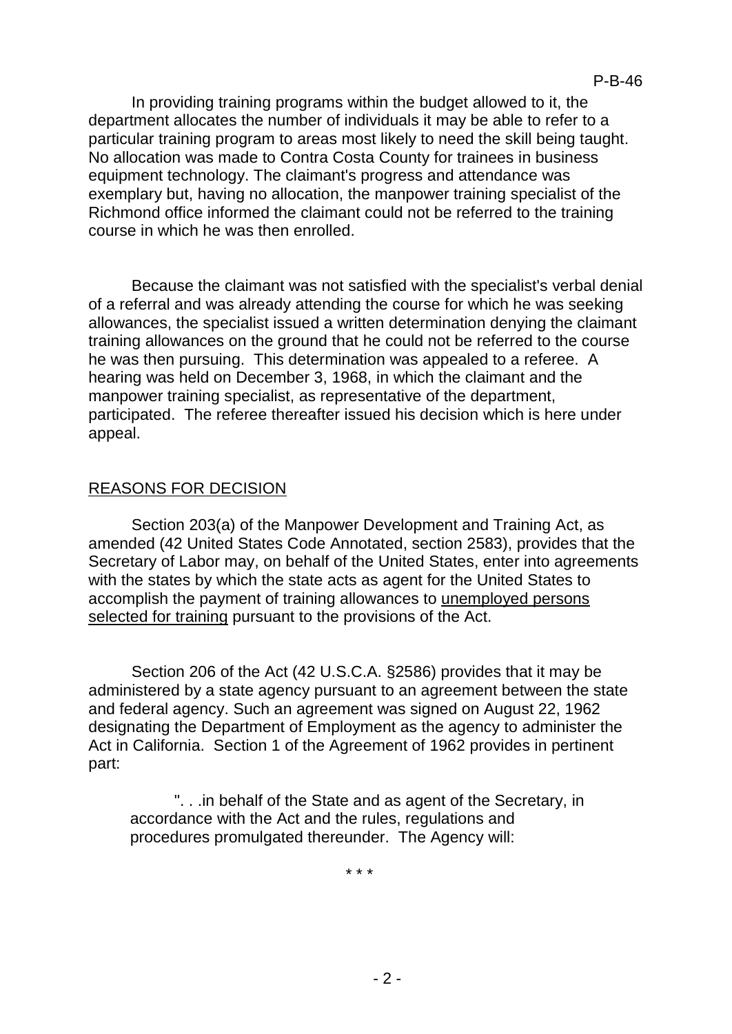In providing training programs within the budget allowed to it, the department allocates the number of individuals it may be able to refer to a particular training program to areas most likely to need the skill being taught. No allocation was made to Contra Costa County for trainees in business equipment technology. The claimant's progress and attendance was exemplary but, having no allocation, the manpower training specialist of the Richmond office informed the claimant could not be referred to the training course in which he was then enrolled.

Because the claimant was not satisfied with the specialist's verbal denial of a referral and was already attending the course for which he was seeking allowances, the specialist issued a written determination denying the claimant training allowances on the ground that he could not be referred to the course he was then pursuing. This determination was appealed to a referee. A hearing was held on December 3, 1968, in which the claimant and the manpower training specialist, as representative of the department, participated. The referee thereafter issued his decision which is here under appeal.

## REASONS FOR DECISION

Section 203(a) of the Manpower Development and Training Act, as amended (42 United States Code Annotated, section 2583), provides that the Secretary of Labor may, on behalf of the United States, enter into agreements with the states by which the state acts as agent for the United States to accomplish the payment of training allowances to unemployed persons selected for training pursuant to the provisions of the Act.

Section 206 of the Act (42 U.S.C.A. §2586) provides that it may be administered by a state agency pursuant to an agreement between the state and federal agency. Such an agreement was signed on August 22, 1962 designating the Department of Employment as the agency to administer the Act in California. Section 1 of the Agreement of 1962 provides in pertinent part:

> ". . .in behalf of the State and as agent of the Secretary, in accordance with the Act and the rules, regulations and procedures promulgated thereunder. The Agency will:
>
> \* \* \*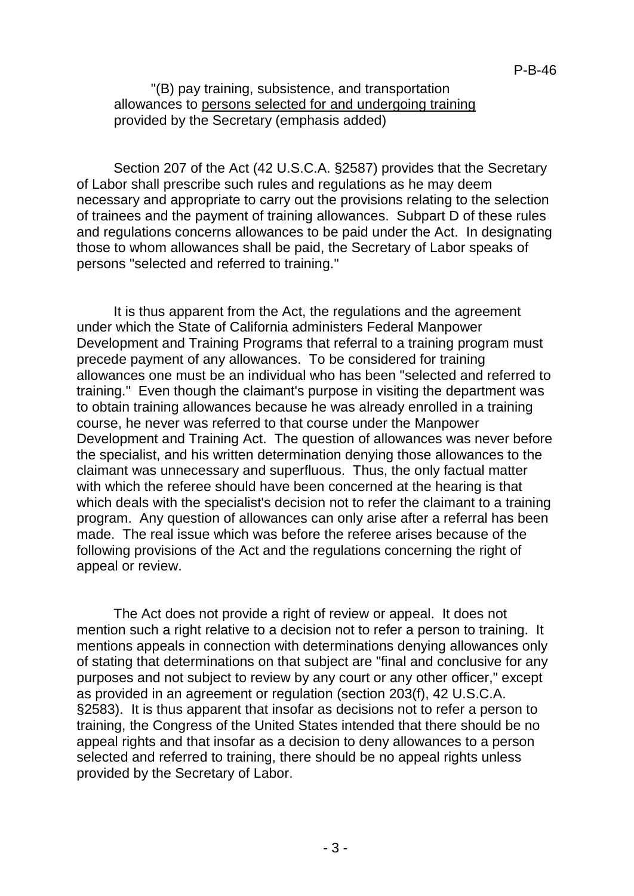"(B) pay training, subsistence, and transportation allowances to <u>persons selected for and undergoing training</u> provided by the Secretary (emphasis added)

Section 207 of the Act (42 U.S.C.A. §2587) provides that the Secretary of Labor shall prescribe such rules and regulations as he may deem necessary and appropriate to carry out the provisions relating to the selection of trainees and the payment of training allowances. Subpart D of these rules and regulations concerns allowances to be paid under the Act. In designating those to whom allowances shall be paid, the Secretary of Labor speaks of persons "selected and referred to training."

It is thus apparent from the Act, the regulations and the agreement under which the State of California administers Federal Manpower Development and Training Programs that referral to a training program must precede payment of any allowances. To be considered for training allowances one must be an individual who has been "selected and referred to training." Even though the claimant's purpose in visiting the department was to obtain training allowances because he was already enrolled in a training course, he never was referred to that course under the Manpower Development and Training Act. The question of allowances was never before the specialist, and his written determination denying those allowances to the claimant was unnecessary and superfluous. Thus, the only factual matter with which the referee should have been concerned at the hearing is that which deals with the specialist's decision not to refer the claimant to a training program. Any question of allowances can only arise after a referral has been made. The real issue which was before the referee arises because of the following provisions of the Act and the regulations concerning the right of appeal or review.

The Act does not provide a right of review or appeal. It does not mention such a right relative to a decision not to refer a person to training. It mentions appeals in connection with determinations denying allowances only of stating that determinations on that subject are "final and conclusive for any purposes and not subject to review by any court or any other officer," except as provided in an agreement or regulation (section 203(f), 42 U.S.C.A. §2583). It is thus apparent that insofar as decisions not to refer a person to training, the Congress of the United States intended that there should be no appeal rights and that insofar as a decision to deny allowances to a person selected and referred to training, there should be no appeal rights unless provided by the Secretary of Labor.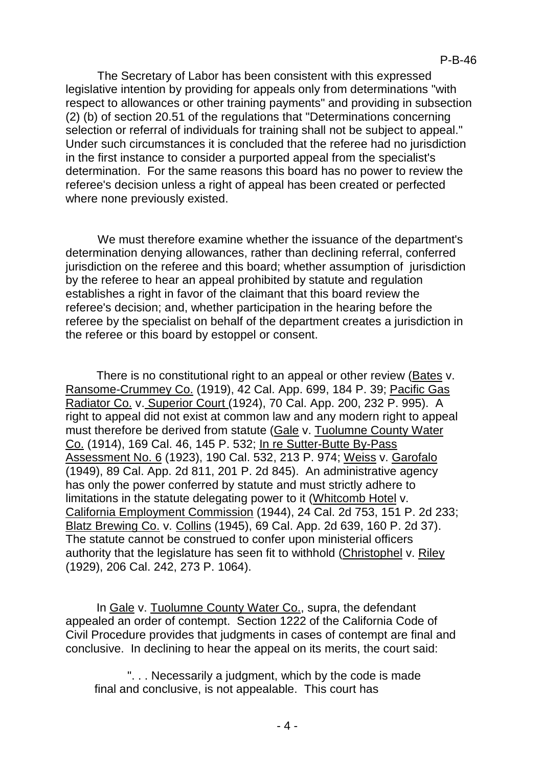The Secretary of Labor has been consistent with this expressed legislative intention by providing for appeals only from determinations "with respect to allowances or other training payments" and providing in subsection (2) (b) of section 20.51 of the regulations that "Determinations concerning selection or referral of individuals for training shall not be subject to appeal." Under such circumstances it is concluded that the referee had no jurisdiction in the first instance to consider a purported appeal from the specialist's determination. For the same reasons this board has no power to review the referee's decision unless a right of appeal has been created or perfected where none previously existed.

We must therefore examine whether the issuance of the department's determination denying allowances, rather than declining referral, conferred jurisdiction on the referee and this board; whether assumption of jurisdiction by the referee to hear an appeal prohibited by statute and regulation establishes a right in favor of the claimant that this board review the referee's decision; and, whether participation in the hearing before the referee by the specialist on behalf of the department creates a jurisdiction in the referee or this board by estoppel or consent.

There is no constitutional right to an appeal or other review (Bates v. Ransome-Crummey Co. (1919), 42 Cal. App. 699, 184 P. 39; Pacific Gas Radiator Co. v. Superior Court (1924), 70 Cal. App. 200, 232 P. 995). A right to appeal did not exist at common law and any modern right to appeal must therefore be derived from statute (Gale v. Tuolumne County Water Co. (1914), 169 Cal. 46, 145 P. 532; In re Sutter-Butte By-Pass Assessment No. 6 (1923), 190 Cal. 532, 213 P. 974; Weiss v. Garofalo (1949), 89 Cal. App. 2d 811, 201 P. 2d 845). An administrative agency has only the power conferred by statute and must strictly adhere to limitations in the statute delegating power to it (Whitcomb Hotel v. California Employment Commission (1944), 24 Cal. 2d 753, 151 P. 2d 233; Blatz Brewing Co. v. Collins (1945), 69 Cal. App. 2d 639, 160 P. 2d 37). The statute cannot be construed to confer upon ministerial officers authority that the legislature has seen fit to withhold (Christophel v. Riley (1929), 206 Cal. 242, 273 P. 1064).

In Gale v. Tuolumne County Water Co., supra, the defendant appealed an order of contempt. Section 1222 of the California Code of Civil Procedure provides that judgments in cases of contempt are final and conclusive. In declining to hear the appeal on its merits, the court said:

> ". . . Necessarily a judgment, which by the code is made final and conclusive, is not appealable. This court has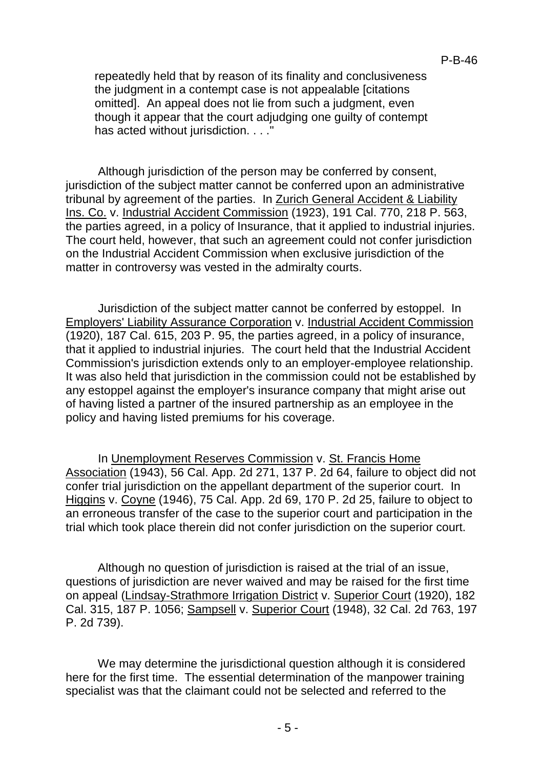repeatedly held that by reason of its finality and conclusiveness the judgment in a contempt case is not appealable [citations omitted]. An appeal does not lie from such a judgment, even though it appear that the court adjudging one guilty of contempt has acted without jurisdiction. . . ."

Although jurisdiction of the person may be conferred by consent, jurisdiction of the subject matter cannot be conferred upon an administrative tribunal by agreement of the parties. In Zurich General Accident & Liability Ins. Co. v. Industrial Accident Commission (1923), 191 Cal. 770, 218 P. 563, the parties agreed, in a policy of Insurance, that it applied to industrial injuries. The court held, however, that such an agreement could not confer jurisdiction on the Industrial Accident Commission when exclusive jurisdiction of the matter in controversy was vested in the admiralty courts.

Jurisdiction of the subject matter cannot be conferred by estoppel. In Employers' Liability Assurance Corporation v. Industrial Accident Commission (1920), 187 Cal. 615, 203 P. 95, the parties agreed, in a policy of insurance, that it applied to industrial injuries. The court held that the Industrial Accident Commission's jurisdiction extends only to an employer-employee relationship. It was also held that jurisdiction in the commission could not be established by any estoppel against the employer's insurance company that might arise out of having listed a partner of the insured partnership as an employee in the policy and having listed premiums for his coverage.

In Unemployment Reserves Commission v. St. Francis Home Association (1943), 56 Cal. App. 2d 271, 137 P. 2d 64, failure to object did not confer trial jurisdiction on the appellant department of the superior court. In Higgins v. Coyne (1946), 75 Cal. App. 2d 69, 170 P. 2d 25, failure to object to an erroneous transfer of the case to the superior court and participation in the trial which took place therein did not confer jurisdiction on the superior court.

Although no question of jurisdiction is raised at the trial of an issue, questions of jurisdiction are never waived and may be raised for the first time on appeal (Lindsay-Strathmore Irrigation District v. Superior Court (1920), 182 Cal. 315, 187 P. 1056; Sampsell v. Superior Court (1948), 32 Cal. 2d 763, 197 P. 2d 739).

We may determine the jurisdictional question although it is considered here for the first time. The essential determination of the manpower training specialist was that the claimant could not be selected and referred to the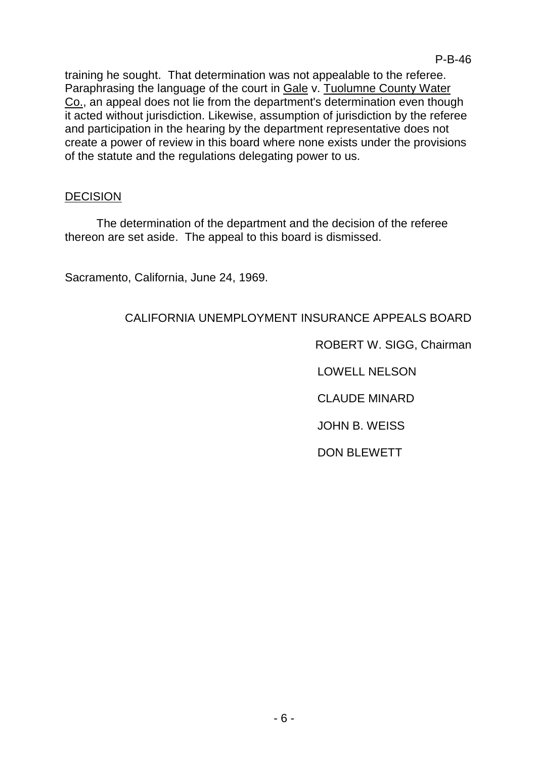training he sought. That determination was not appealable to the referee. Paraphrasing the language of the court in Gale v. Tuolumne County Water Co., an appeal does not lie from the department's determination even though it acted without jurisdiction. Likewise, assumption of jurisdiction by the referee and participation in the hearing by the department representative does not create a power of review in this board where none exists under the provisions of the statute and the regulations delegating power to us.

## DECISION

The determination of the department and the decision of the referee thereon are set aside. The appeal to this board is dismissed.

Sacramento, California, June 24, 1969.

CALIFORNIA UNEMPLOYMENT INSURANCE APPEALS BOARD

ROBERT W. SIGG, Chairman

LOWELL NELSON

CLAUDE MINARD

JOHN B. WEISS

DON BLEWETT